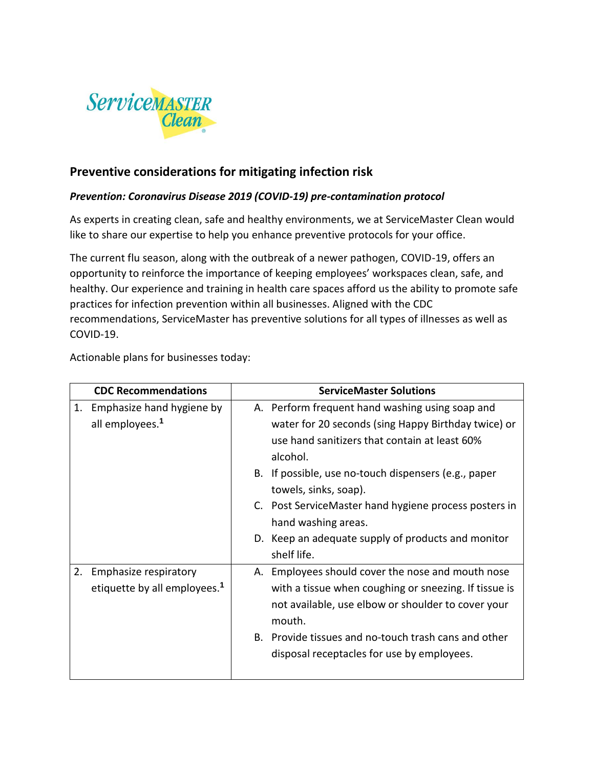ServiceMASTER Clean

## Preventive considerations for mitigating infection risk

***Prevention: Coronavirus Disease 2019 (COVID-19) pre-contamination protocol***

As experts in creating clean, safe and healthy environments, we at ServiceMaster Clean would like to share our expertise to help you enhance preventive protocols for your office.

The current flu season, along with the outbreak of a newer pathogen, COVID-19, offers an opportunity to reinforce the importance of keeping employees' workspaces clean, safe, and healthy. Our experience and training in health care spaces afford us the ability to promote safe practices for infection prevention within all businesses. Aligned with the CDC recommendations, ServiceMaster has preventive solutions for all types of illnesses as well as COVID-19.

Actionable plans for businesses today:

| CDC Recommendations | ServiceMaster Solutions |
|---|---|
| 1. Emphasize hand hygiene by all employees.[1] | A. Perform frequent hand washing using soap and water for 20 seconds (sing Happy Birthday twice) or use hand sanitizers that contain at least 60% alcohol.<br>B. If possible, use no-touch dispensers (e.g., paper towels, sinks, soap).<br>C. Post ServiceMaster hand hygiene process posters in hand washing areas.<br>D. Keep an adequate supply of products and monitor shelf life. |
| 2. Emphasize respiratory etiquette by all employees.[1] | A. Employees should cover the nose and mouth nose with a tissue when coughing or sneezing. If tissue is not available, use elbow or shoulder to cover your mouth.<br>B. Provide tissues and no-touch trash cans and other disposal receptacles for use by employees. |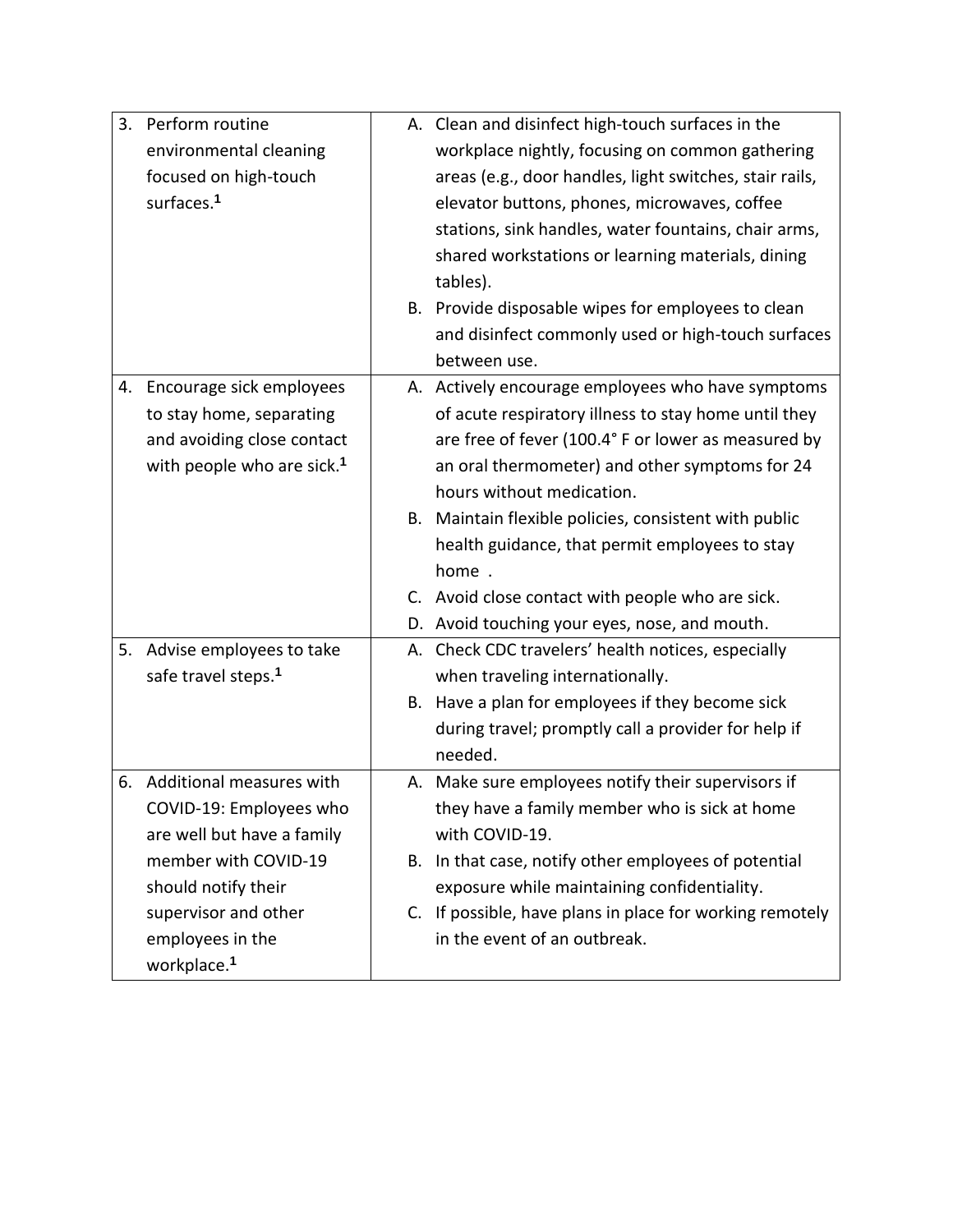| | |
|---|---|
| 3. Perform routine environmental cleaning focused on high-touch surfaces.[1] | A. Clean and disinfect high-touch surfaces in the workplace nightly, focusing on common gathering areas (e.g., door handles, light switches, stair rails, elevator buttons, phones, microwaves, coffee stations, sink handles, water fountains, chair arms, shared workstations or learning materials, dining tables).<br>B. Provide disposable wipes for employees to clean and disinfect commonly used or high-touch surfaces between use. |
| 4. Encourage sick employees to stay home, separating and avoiding close contact with people who are sick.[1] | A. Actively encourage employees who have symptoms of acute respiratory illness to stay home until they are free of fever (100.4° F or lower as measured by an oral thermometer) and other symptoms for 24 hours without medication.<br>B. Maintain flexible policies, consistent with public health guidance, that permit employees to stay home .<br>C. Avoid close contact with people who are sick.<br>D. Avoid touching your eyes, nose, and mouth. |
| 5. Advise employees to take safe travel steps.[1] | A. Check CDC travelers' health notices, especially when traveling internationally.<br>B. Have a plan for employees if they become sick during travel; promptly call a provider for help if needed. |
| 6. Additional measures with COVID-19: Employees who are well but have a family member with COVID-19 should notify their supervisor and other employees in the workplace.[1] | A. Make sure employees notify their supervisors if they have a family member who is sick at home with COVID-19.<br>B. In that case, notify other employees of potential exposure while maintaining confidentiality.<br>C. If possible, have plans in place for working remotely in the event of an outbreak. |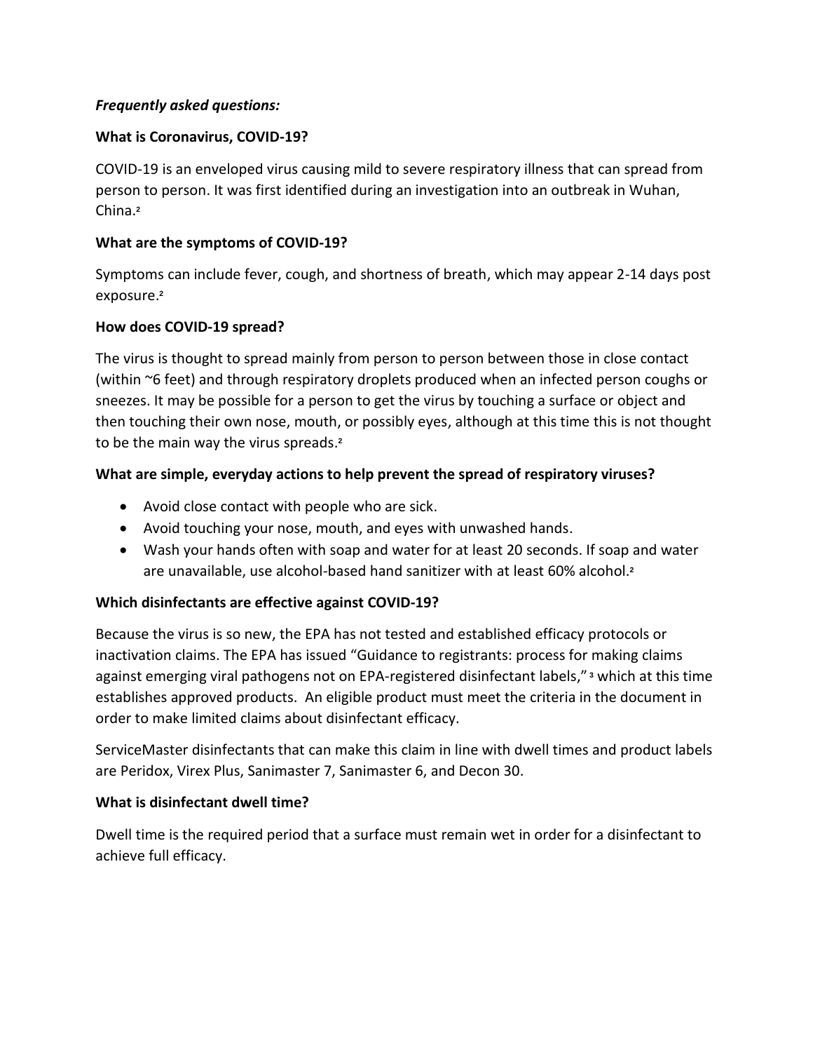***Frequently asked questions:***

**What is Coronavirus, COVID-19?**

COVID-19 is an enveloped virus causing mild to severe respiratory illness that can spread from person to person. It was first identified during an investigation into an outbreak in Wuhan, China.[2]

**What are the symptoms of COVID-19?**

Symptoms can include fever, cough, and shortness of breath, which may appear 2-14 days post exposure.[2]

**How does COVID-19 spread?**

The virus is thought to spread mainly from person to person between those in close contact (within ~6 feet) and through respiratory droplets produced when an infected person coughs or sneezes. It may be possible for a person to get the virus by touching a surface or object and then touching their own nose, mouth, or possibly eyes, although at this time this is not thought to be the main way the virus spreads.[2]

**What are simple, everyday actions to help prevent the spread of respiratory viruses?**

- Avoid close contact with people who are sick.
- Avoid touching your nose, mouth, and eyes with unwashed hands.
- Wash your hands often with soap and water for at least 20 seconds. If soap and water are unavailable, use alcohol-based hand sanitizer with at least 60% alcohol.[2]

**Which disinfectants are effective against COVID-19?**

Because the virus is so new, the EPA has not tested and established efficacy protocols or inactivation claims. The EPA has issued "Guidance to registrants: process for making claims against emerging viral pathogens not on EPA-registered disinfectant labels,"[3] which at this time establishes approved products. An eligible product must meet the criteria in the document in order to make limited claims about disinfectant efficacy.

ServiceMaster disinfectants that can make this claim in line with dwell times and product labels are Peridox, Virex Plus, Sanimaster 7, Sanimaster 6, and Decon 30.

**What is disinfectant dwell time?**

Dwell time is the required period that a surface must remain wet in order for a disinfectant to achieve full efficacy.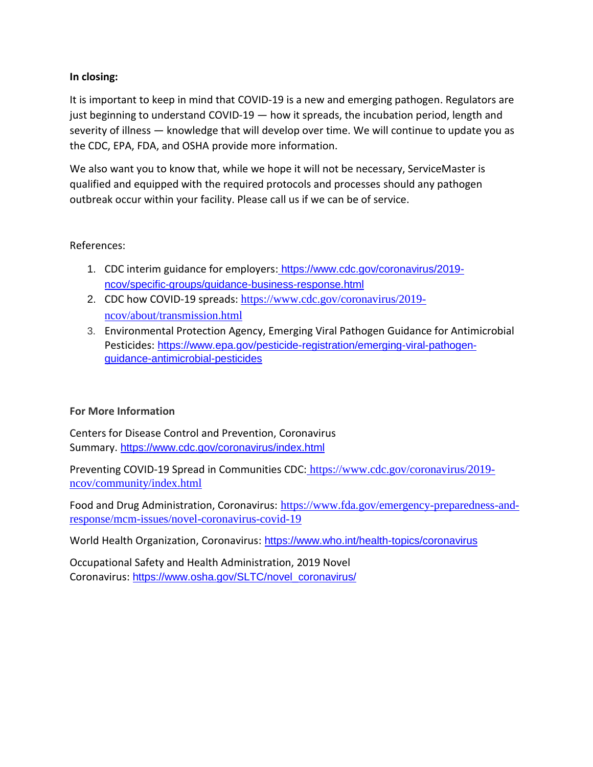**In closing:**

It is important to keep in mind that COVID-19 is a new and emerging pathogen. Regulators are just beginning to understand COVID-19 — how it spreads, the incubation period, length and severity of illness — knowledge that will develop over time. We will continue to update you as the CDC, EPA, FDA, and OSHA provide more information.

We also want you to know that, while we hope it will not be necessary, ServiceMaster is qualified and equipped with the required protocols and processes should any pathogen outbreak occur within your facility. Please call us if we can be of service.

References:

1. CDC interim guidance for employers: https://www.cdc.gov/coronavirus/2019-ncov/specific-groups/guidance-business-response.html
2. CDC how COVID-19 spreads: https://www.cdc.gov/coronavirus/2019-ncov/about/transmission.html
3. Environmental Protection Agency, Emerging Viral Pathogen Guidance for Antimicrobial Pesticides: https://www.epa.gov/pesticide-registration/emerging-viral-pathogen-guidance-antimicrobial-pesticides

**For More Information**

Centers for Disease Control and Prevention, Coronavirus Summary. https://www.cdc.gov/coronavirus/index.html

Preventing COVID-19 Spread in Communities CDC: https://www.cdc.gov/coronavirus/2019-ncov/community/index.html

Food and Drug Administration, Coronavirus: https://www.fda.gov/emergency-preparedness-and-response/mcm-issues/novel-coronavirus-covid-19

World Health Organization, Coronavirus: https://www.who.int/health-topics/coronavirus

Occupational Safety and Health Administration, 2019 Novel Coronavirus: https://www.osha.gov/SLTC/novel_coronavirus/